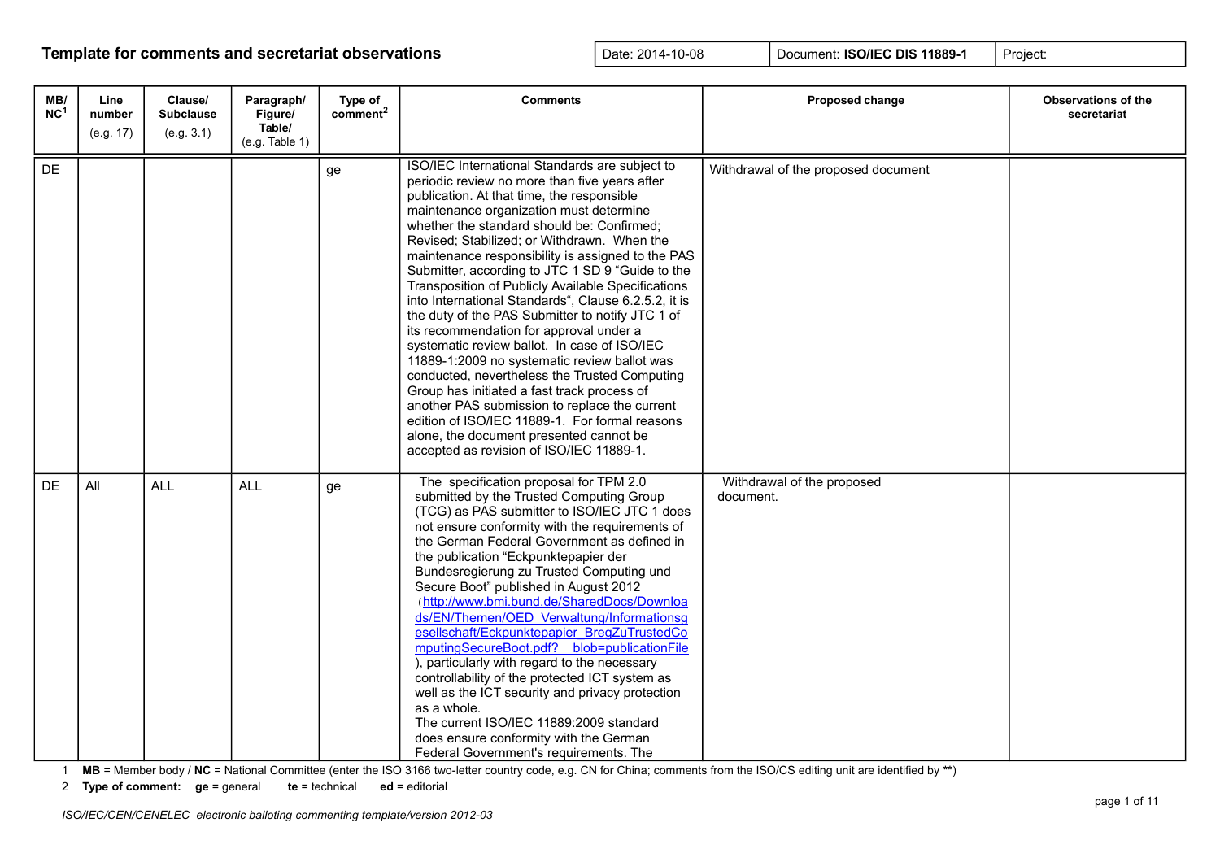## Template for comments and secretariat observations

| Date: 2014-10-08 | Document: **ISO/IEC DIS 11889-1** | Project: |
|---|---|---|

| MB/ NC[1] | Line number (e.g. 17) | Clause/ Subclause (e.g. 3.1) | Paragraph/ Figure/ Table/ (e.g. Table 1) | Type of comment[2] | Comments | Proposed change | Observations of the secretariat |
|---|---|---|---|---|---|---|---|
| DE | | | | ge | ISO/IEC International Standards are subject to periodic review no more than five years after publication. At that time, the responsible maintenance organization must determine whether the standard should be: Confirmed; Revised; Stabilized; or Withdrawn. When the maintenance responsibility is assigned to the PAS Submitter, according to JTC 1 SD 9 "Guide to the Transposition of Publicly Available Specifications into International Standards", Clause 6.2.5.2, it is the duty of the PAS Submitter to notify JTC 1 of its recommendation for approval under a systematic review ballot. In case of ISO/IEC 11889-1:2009 no systematic review ballot was conducted, nevertheless the Trusted Computing Group has initiated a fast track process of another PAS submission to replace the current edition of ISO/IEC 11889-1. For formal reasons alone, the document presented cannot be accepted as revision of ISO/IEC 11889-1. | Withdrawal of the proposed document | |
| DE | All | ALL | ALL | ge | The specification proposal for TPM 2.0 submitted by the Trusted Computing Group (TCG) as PAS submitter to ISO/IEC JTC 1 does not ensure conformity with the requirements of the German Federal Government as defined in the publication "Eckpunktepapier der Bundesregierung zu Trusted Computing und Secure Boot" published in August 2012 (http://www.bmi.bund.de/SharedDocs/Downloads/EN/Themen/OED_Verwaltung/Informationsgesellschaft/Eckpunktepapier_BregZuTrustedComputingSecureBoot.pdf?__blob=publicationFile), particularly with regard to the necessary controllability of the protected ICT system as well as the ICT security and privacy protection as a whole.<br>The current ISO/IEC 11889:2009 standard does ensure conformity with the German Federal Government's requirements. The | Withdrawal of the proposed document. | |

1 **MB** = Member body / **NC** = National Committee (enter the ISO 3166 two-letter country code, e.g. CN for China; comments from the ISO/CS editing unit are identified by **)

2 **Type of comment:** **ge** = general **te** = technical **ed** = editorial

*ISO/IEC/CEN/CENELEC electronic balloting commenting template/version 2012-03*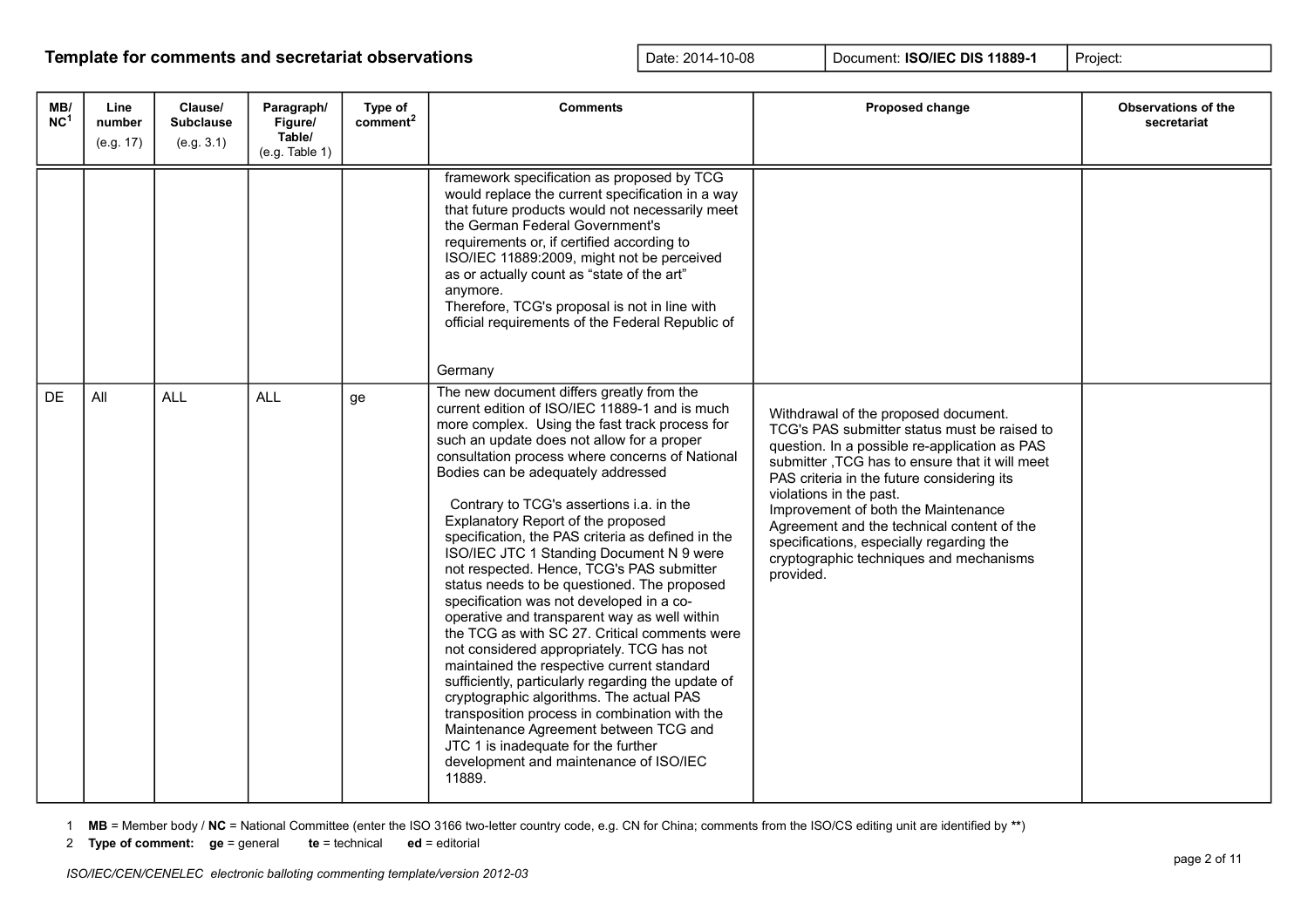**Template for comments and secretariat observations**

| Date: 2014-10-08 | Document: **ISO/IEC DIS 11889-1** | Project: |
|---|---|---|

| MB/ NC[1] | Line number (e.g. 17) | Clause/ Subclause (e.g. 3.1) | Paragraph/ Figure/ Table/ (e.g. Table 1) | Type of comment[2] | Comments | Proposed change | Observations of the secretariat |
|---|---|---|---|---|---|---|---|
| | | | | | framework specification as proposed by TCG would replace the current specification in a way that future products would not necessarily meet the German Federal Government's requirements or, if certified according to ISO/IEC 11889:2009, might not be perceived as or actually count as "state of the art" anymore. Therefore, TCG's proposal is not in line with official requirements of the Federal Republic of Germany | | |
| DE | All | ALL | ALL | ge | The new document differs greatly from the current edition of ISO/IEC 11889-1 and is much more complex. Using the fast track process for such an update does not allow for a proper consultation process where concerns of National Bodies can be adequately addressed<br><br>Contrary to TCG's assertions i.a. in the Explanatory Report of the proposed specification, the PAS criteria as defined in the ISO/IEC JTC 1 Standing Document N 9 were not respected. Hence, TCG's PAS submitter status needs to be questioned. The proposed specification was not developed in a co-operative and transparent way as well within the TCG as with SC 27. Critical comments were not considered appropriately. TCG has not maintained the respective current standard sufficiently, particularly regarding the update of cryptographic algorithms. The actual PAS transposition process in combination with the Maintenance Agreement between TCG and JTC 1 is inadequate for the further development and maintenance of ISO/IEC 11889. | Withdrawal of the proposed document. TCG's PAS submitter status must be raised to question. In a possible re-application as PAS submitter ,TCG has to ensure that it will meet PAS criteria in the future considering its violations in the past. Improvement of both the Maintenance Agreement and the technical content of the specifications, especially regarding the cryptographic techniques and mechanisms provided. | |

1 **MB** = Member body / **NC** = National Committee (enter the ISO 3166 two-letter country code, e.g. CN for China; comments from the ISO/CS editing unit are identified by **)

2 **Type of comment:** **ge** = general **te** = technical **ed** = editorial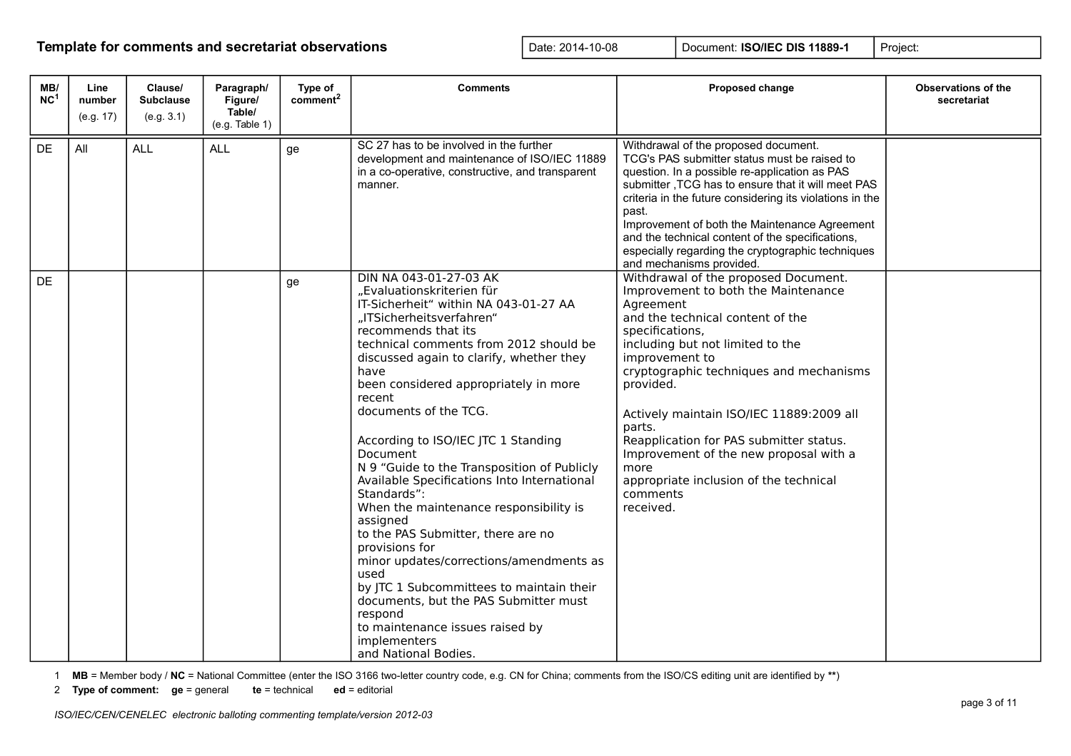**Template for comments and secretariat observations**

| Date: 2014-10-08 | Document: **ISO/IEC DIS 11889-1** | Project: |
|---|---|---|

| MB/ NC[1] | Line number (e.g. 17) | Clause/ Subclause (e.g. 3.1) | Paragraph/ Figure/ Table/ (e.g. Table 1) | Type of comment[2] | Comments | Proposed change | Observations of the secretariat |
|---|---|---|---|---|---|---|---|
| DE | All | ALL | ALL | ge | SC 27 has to be involved in the further development and maintenance of ISO/IEC 11889 in a co-operative, constructive, and transparent manner. | Withdrawal of the proposed document.<br>TCG's PAS submitter status must be raised to question. In a possible re-application as PAS submitter ,TCG has to ensure that it will meet PAS criteria in the future considering its violations in the past.<br>Improvement of both the Maintenance Agreement and the technical content of the specifications, especially regarding the cryptographic techniques and mechanisms provided. | |
| DE | | | | ge | DIN NA 043-01-27-03 AK „Evaluationskriterien für IT-Sicherheit“ within NA 043-01-27 AA „ITSicherheitsverfahren“ recommends that its technical comments from 2012 should be discussed again to clarify, whether they have been considered appropriately in more recent documents of the TCG.<br><br>According to ISO/IEC JTC 1 Standing Document N 9 “Guide to the Transposition of Publicly Available Specifications Into International Standards”:<br>When the maintenance responsibility is assigned to the PAS Submitter, there are no provisions for minor updates/corrections/amendments as used by JTC 1 Subcommittees to maintain their documents, but the PAS Submitter must respond to maintenance issues raised by implementers and National Bodies. | Withdrawal of the proposed Document.<br>Improvement to both the Maintenance Agreement and the technical content of the specifications, including but not limited to the improvement to cryptographic techniques and mechanisms provided.<br><br>Actively maintain ISO/IEC 11889:2009 all parts.<br>Reapplication for PAS submitter status.<br>Improvement of the new proposal with a more appropriate inclusion of the technical comments received. | |

1 **MB** = Member body / **NC** = National Committee (enter the ISO 3166 two-letter country code, e.g. CN for China; comments from the ISO/CS editing unit are identified by **)

2 **Type of comment: ge** = general **te** = technical **ed** = editorial

*ISO/IEC/CEN/CENELEC electronic balloting commenting template/version 2012-03*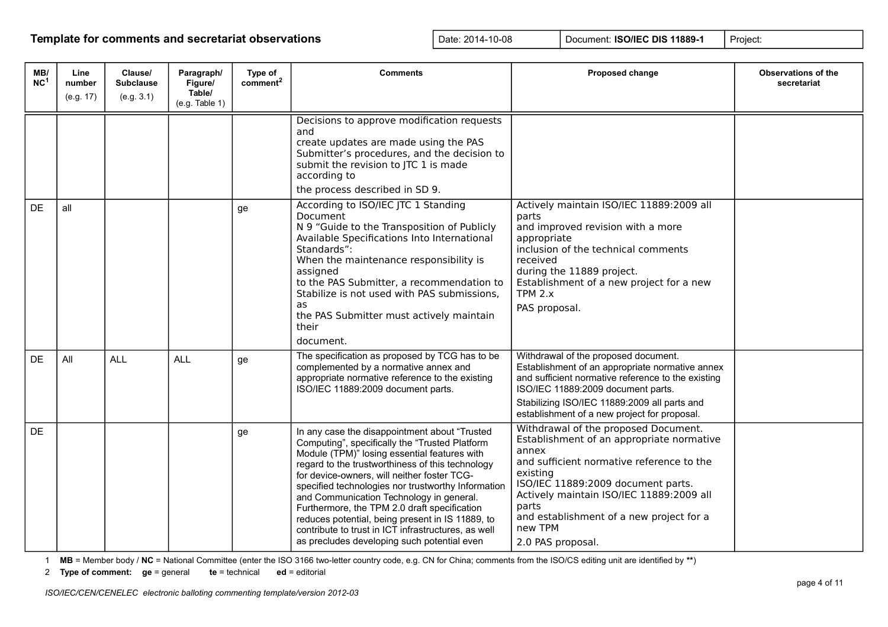**Template for comments and secretariat observations**

| Date: 2014-10-08 | Document: **ISO/IEC DIS 11889-1** | Project: |
|---|---|---|

| MB/ NC[1] | Line number (e.g. 17) | Clause/ Subclause (e.g. 3.1) | Paragraph/ Figure/ Table/ (e.g. Table 1) | Type of comment[2] | Comments | Proposed change | Observations of the secretariat |
|---|---|---|---|---|---|---|---|
| | | | | | Decisions to approve modification requests and create updates are made using the PAS Submitter's procedures, and the decision to submit the revision to JTC 1 is made according to the process described in SD 9. | | |
| DE | all | | | ge | According to ISO/IEC JTC 1 Standing Document N 9 "Guide to the Transposition of Publicly Available Specifications Into International Standards": When the maintenance responsibility is assigned to the PAS Submitter, a recommendation to Stabilize is not used with PAS submissions, as the PAS Submitter must actively maintain their document. | Actively maintain ISO/IEC 11889:2009 all parts and improved revision with a more appropriate inclusion of the technical comments received during the 11889 project. Establishment of a new project for a new TPM 2.x PAS proposal. | |
| DE | All | ALL | ALL | ge | The specification as proposed by TCG has to be complemented by a normative annex and appropriate normative reference to the existing ISO/IEC 11889:2009 document parts. | Withdrawal of the proposed document. Establishment of an appropriate normative annex and sufficient normative reference to the existing ISO/IEC 11889:2009 document parts. Stabilizing ISO/IEC 11889:2009 all parts and establishment of a new project for proposal. | |
| DE | | | | ge | In any case the disappointment about "Trusted Computing", specifically the "Trusted Platform Module (TPM)" losing essential features with regard to the trustworthiness of this technology for device-owners, will neither foster TCG-specified technologies nor trustworthy Information and Communication Technology in general. Furthermore, the TPM 2.0 draft specification reduces potential, being present in IS 11889, to contribute to trust in ICT infrastructures, as well as precludes developing such potential even | Withdrawal of the proposed Document. Establishment of an appropriate normative annex and sufficient normative reference to the existing ISO/IEC 11889:2009 document parts. Actively maintain ISO/IEC 11889:2009 all parts and establishment of a new project for a new TPM 2.0 PAS proposal. | |

1 **MB** = Member body / **NC** = National Committee (enter the ISO 3166 two-letter country code, e.g. CN for China; comments from the ISO/CS editing unit are identified by **\*\***)

2 **Type of comment:** **ge** = general **te** = technical **ed** = editorial

*ISO/IEC/CEN/CENELEC electronic balloting commenting template/version 2012-03*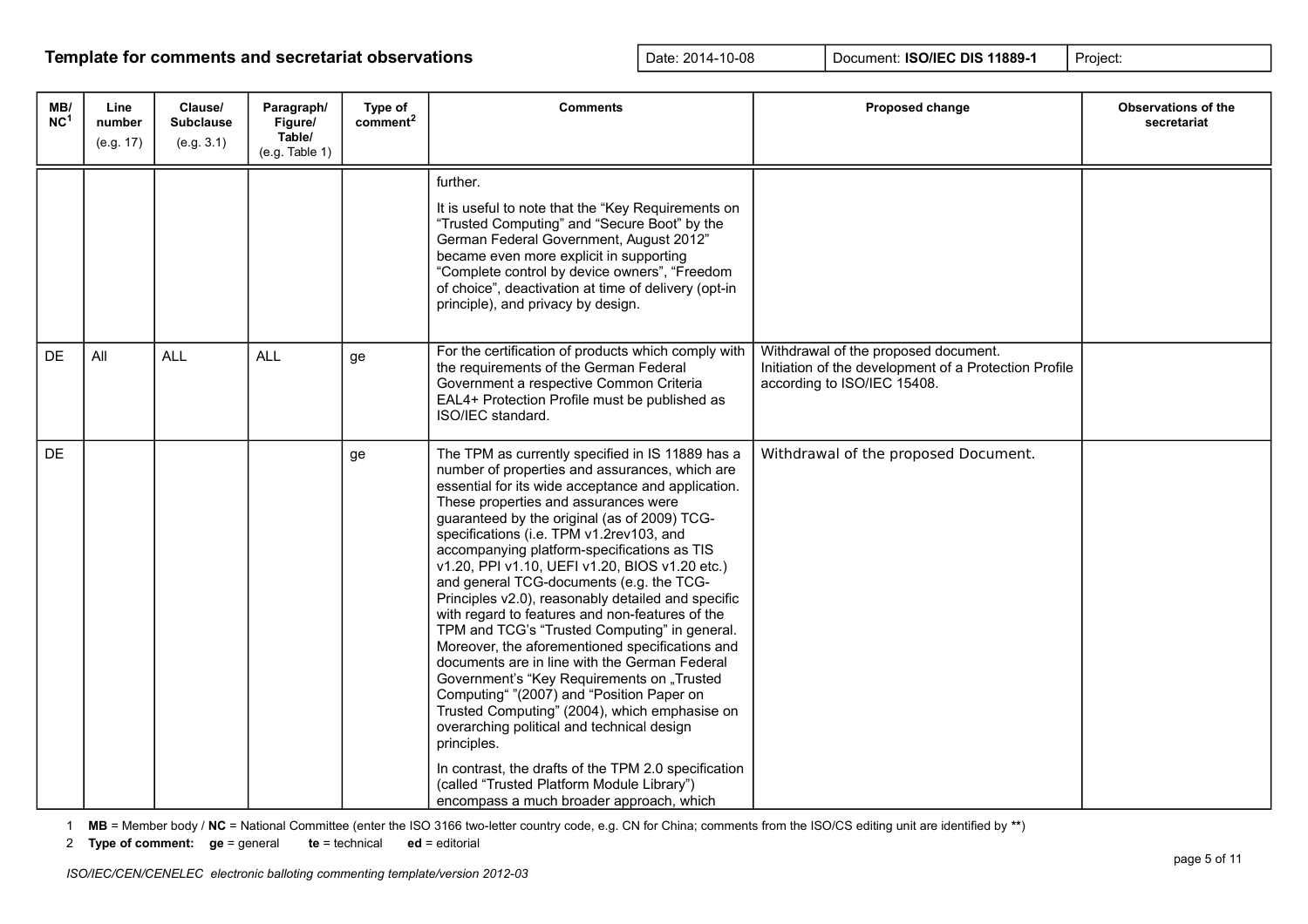## Template for comments and secretariat observations

| Date: 2014-10-08 | Document: **ISO/IEC DIS 11889-1** | Project: |
|---|---|---|

| MB/ NC[1] | Line number (e.g. 17) | Clause/ Subclause (e.g. 3.1) | Paragraph/ Figure/ Table/ (e.g. Table 1) | Type of comment[2] | Comments | Proposed change | Observations of the secretariat |
|---|---|---|---|---|---|---|---|
| | | | | | further.<br><br>It is useful to note that the "Key Requirements on "Trusted Computing" and "Secure Boot" by the German Federal Government, August 2012" became even more explicit in supporting "Complete control by device owners", "Freedom of choice", deactivation at time of delivery (opt-in principle), and privacy by design. | | |
| DE | All | ALL | ALL | ge | For the certification of products which comply with the requirements of the German Federal Government a respective Common Criteria EAL4+ Protection Profile must be published as ISO/IEC standard. | Withdrawal of the proposed document.<br>Initiation of the development of a Protection Profile according to ISO/IEC 15408. | |
| DE | | | | ge | The TPM as currently specified in IS 11889 has a number of properties and assurances, which are essential for its wide acceptance and application. These properties and assurances were guaranteed by the original (as of 2009) TCG-specifications (i.e. TPM v1.2rev103, and accompanying platform-specifications as TIS v1.20, PPI v1.10, UEFI v1.20, BIOS v1.20 etc.) and general TCG-documents (e.g. the TCG-Principles v2.0), reasonably detailed and specific with regard to features and non-features of the TPM and TCG's "Trusted Computing" in general. Moreover, the aforementioned specifications and documents are in line with the German Federal Government's "Key Requirements on „Trusted Computing" "(2007) and "Position Paper on Trusted Computing" (2004), which emphasise on overarching political and technical design principles.<br><br>In contrast, the drafts of the TPM 2.0 specification (called "Trusted Platform Module Library") encompass a much broader approach, which | Withdrawal of the proposed Document. | |

1 **MB** = Member body / **NC** = National Committee (enter the ISO 3166 two-letter country code, e.g. CN for China; comments from the ISO/CS editing unit are identified by **)

2 **Type of comment:** **ge** = general **te** = technical **ed** = editorial

*ISO/IEC/CEN/CENELEC electronic balloting commenting template/version 2012-03*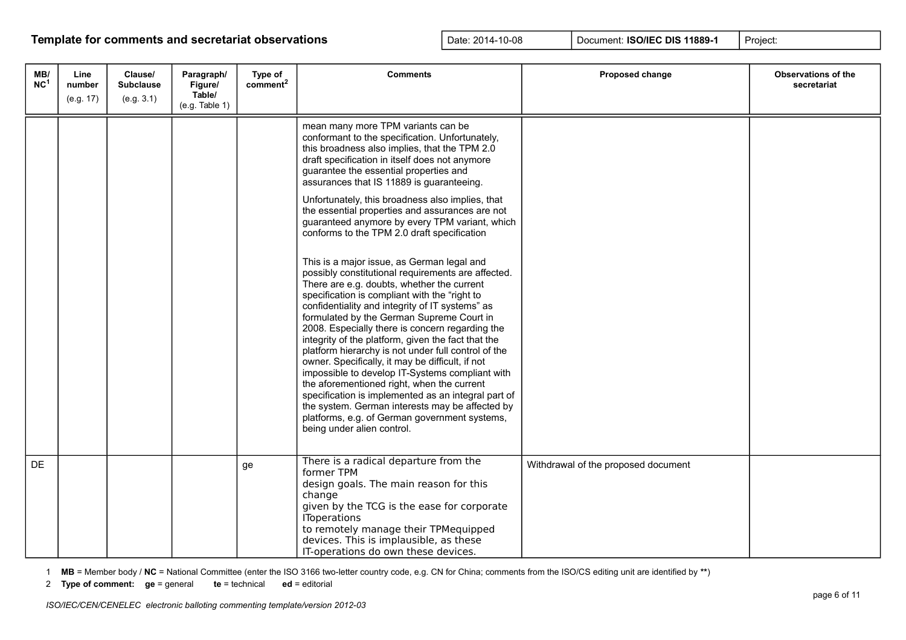**Template for comments and secretariat observations**

| Date: 2014-10-08 | Document: **ISO/IEC DIS 11889-1** | Project: |
|---|---|---|

| MB/ NC[1] | Line number (e.g. 17) | Clause/ Subclause (e.g. 3.1) | Paragraph/ Figure/ Table/ (e.g. Table 1) | Type of comment[2] | Comments | Proposed change | Observations of the secretariat |
|---|---|---|---|---|---|---|---|
| | | | | | mean many more TPM variants can be conformant to the specification. Unfortunately, this broadness also implies, that the TPM 2.0 draft specification in itself does not anymore guarantee the essential properties and assurances that IS 11889 is guaranteeing.<br><br>Unfortunately, this broadness also implies, that the essential properties and assurances are not guaranteed anymore by every TPM variant, which conforms to the TPM 2.0 draft specification<br><br>This is a major issue, as German legal and possibly constitutional requirements are affected. There are e.g. doubts, whether the current specification is compliant with the "right to confidentiality and integrity of IT systems" as formulated by the German Supreme Court in 2008. Especially there is concern regarding the integrity of the platform, given the fact that the platform hierarchy is not under full control of the owner. Specifically, it may be difficult, if not impossible to develop IT-Systems compliant with the aforementioned right, when the current specification is implemented as an integral part of the system. German interests may be affected by platforms, e.g. of German government systems, being under alien control. | | |
| DE | | | | ge | There is a radical departure from the former TPM design goals. The main reason for this change given by the TCG is the ease for corporate IToperations to remotely manage their TPMequipped devices. This is implausible, as these IT-operations do own these devices. | Withdrawal of the proposed document | |

1 **MB** = Member body / **NC** = National Committee (enter the ISO 3166 two-letter country code, e.g. CN for China; comments from the ISO/CS editing unit are identified by **)

2 **Type of comment:** **ge** = general **te** = technical **ed** = editorial

*ISO/IEC/CEN/CENELEC electronic balloting commenting template/version 2012-03*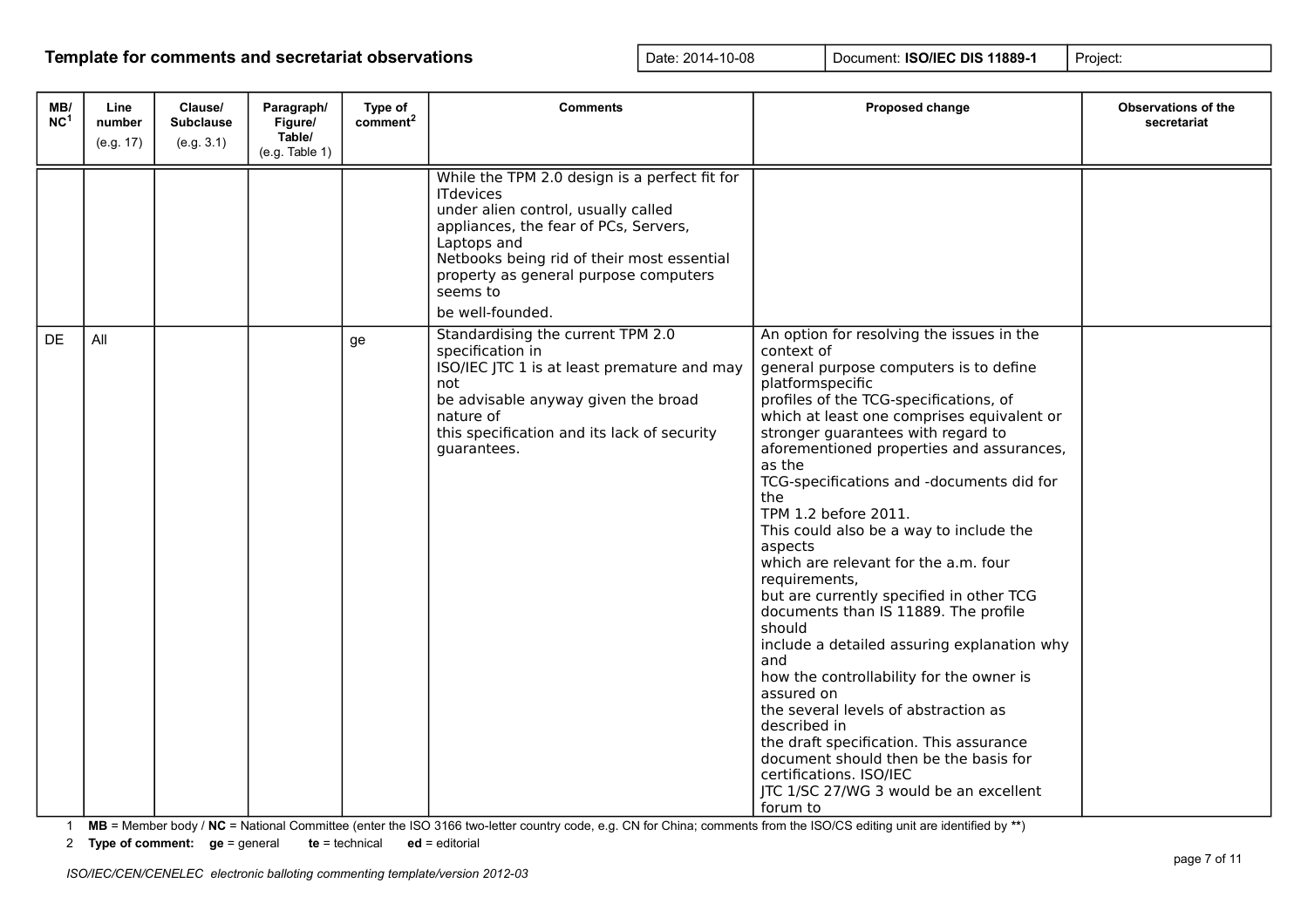**Template for comments and secretariat observations**

| Date: 2014-10-08 | Document: **ISO/IEC DIS 11889-1** | Project: |
|---|---|---|

| MB/ NC[1] | Line number (e.g. 17) | Clause/ Subclause (e.g. 3.1) | Paragraph/ Figure/ Table/ (e.g. Table 1) | Type of comment[2] | Comments | Proposed change | Observations of the secretariat |
|---|---|---|---|---|---|---|---|
| | | | | | While the TPM 2.0 design is a perfect fit for ITdevices under alien control, usually called appliances, the fear of PCs, Servers, Laptops and Netbooks being rid of their most essential property as general purpose computers seems to be well-founded. | | |
| DE | All | | | ge | Standardising the current TPM 2.0 specification in ISO/IEC JTC 1 is at least premature and may not be advisable anyway given the broad nature of this specification and its lack of security guarantees. | An option for resolving the issues in the context of general purpose computers is to define platformspecific profiles of the TCG-specifications, of which at least one comprises equivalent or stronger guarantees with regard to aforementioned properties and assurances, as the TCG-specifications and -documents did for the TPM 1.2 before 2011. This could also be a way to include the aspects which are relevant for the a.m. four requirements, but are currently specified in other TCG documents than IS 11889. The profile should include a detailed assuring explanation why and how the controllability for the owner is assured on the several levels of abstraction as described in the draft specification. This assurance document should then be the basis for certifications. ISO/IEC JTC 1/SC 27/WG 3 would be an excellent forum to | |

1 **MB** = Member body / **NC** = National Committee (enter the ISO 3166 two-letter country code, e.g. CN for China; comments from the ISO/CS editing unit are identified by **)

2 **Type of comment:** **ge** = general **te** = technical **ed** = editorial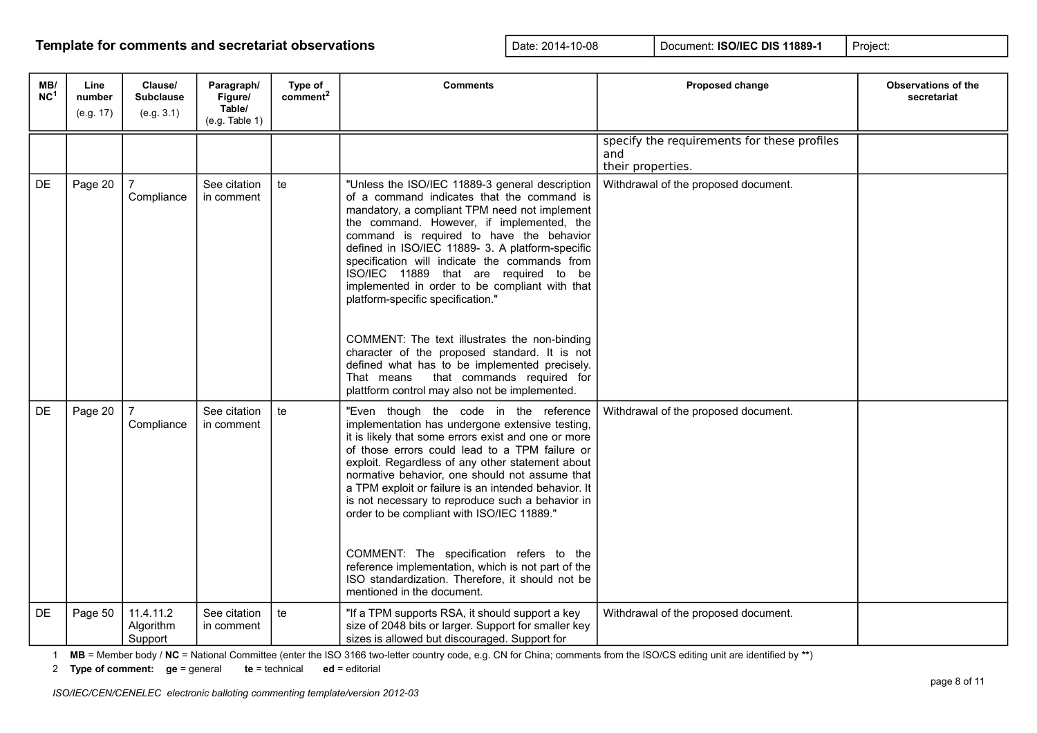## Template for comments and secretariat observations

| Date: 2014-10-08 | Document: **ISO/IEC DIS 11889-1** | Project: |
|---|---|---|

| MB/NC[1] | Line number (e.g. 17) | Clause/ Subclause (e.g. 3.1) | Paragraph/ Figure/ Table/ (e.g. Table 1) | Type of comment[2] | Comments | Proposed change | Observations of the secretariat |
|---|---|---|---|---|---|---|---|
| | | | | | | specify the requirements for these profiles and their properties. | |
| DE | Page 20 | 7 Compliance | See citation in comment | te | "Unless the ISO/IEC 11889-3 general description of a command indicates that the command is mandatory, a compliant TPM need not implement the command. However, if implemented, the command is required to have the behavior defined in ISO/IEC 11889- 3. A platform-specific specification will indicate the commands from ISO/IEC 11889 that are required to be implemented in order to be compliant with that platform-specific specification."<br><br>COMMENT: The text illustrates the non-binding character of the proposed standard. It is not defined what has to be implemented precisely. That means that commands required for plattform control may also not be implemented. | Withdrawal of the proposed document. | |
| DE | Page 20 | 7 Compliance | See citation in comment | te | "Even though the code in the reference implementation has undergone extensive testing, it is likely that some errors exist and one or more of those errors could lead to a TPM failure or exploit. Regardless of any other statement about normative behavior, one should not assume that a TPM exploit or failure is an intended behavior. It is not necessary to reproduce such a behavior in order to be compliant with ISO/IEC 11889."<br><br>COMMENT: The specification refers to the reference implementation, which is not part of the ISO standardization. Therefore, it should not be mentioned in the document. | Withdrawal of the proposed document. | |
| DE | Page 50 | 11.4.11.2 Algorithm Support | See citation in comment | te | "If a TPM supports RSA, it should support a key size of 2048 bits or larger. Support for smaller key sizes is allowed but discouraged. Support for | Withdrawal of the proposed document. | |

1 **MB** = Member body / **NC** = National Committee (enter the ISO 3166 two-letter country code, e.g. CN for China; comments from the ISO/CS editing unit are identified by **\*\***)

2 **Type of comment:** **ge** = general **te** = technical **ed** = editorial

*ISO/IEC/CEN/CENELEC electronic balloting commenting template/version 2012-03*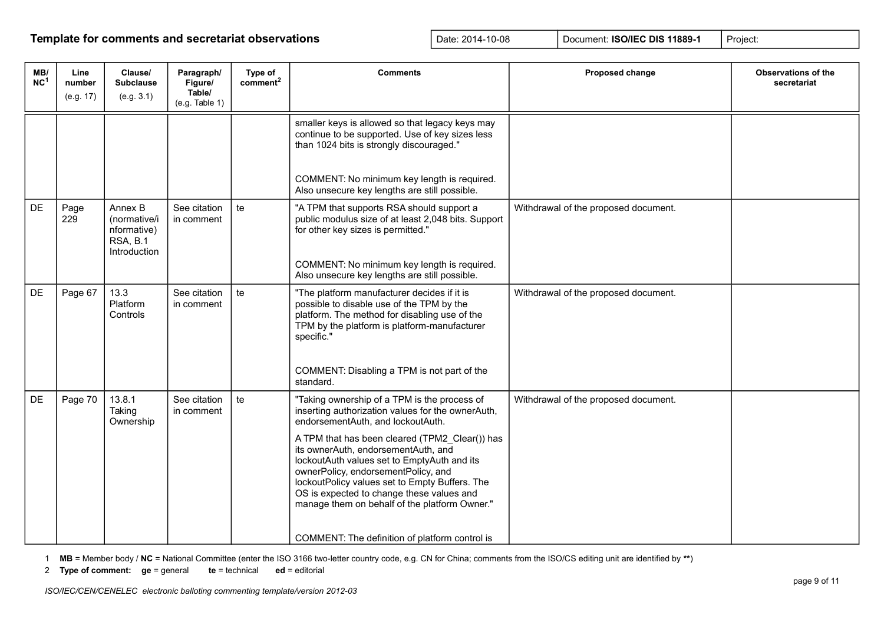## Template for comments and secretariat observations

| Date: 2014-10-08 | Document: **ISO/IEC DIS 11889-1** | Project: |
|---|---|---|

| MB/ NC[1] | Line number (e.g. 17) | Clause/ Subclause (e.g. 3.1) | Paragraph/ Figure/ Table/ (e.g. Table 1) | Type of comment[2] | Comments | Proposed change | Observations of the secretariat |
|---|---|---|---|---|---|---|---|
| | | | | | smaller keys is allowed so that legacy keys may continue to be supported. Use of key sizes less than 1024 bits is strongly discouraged."<br><br>COMMENT: No minimum key length is required. Also unsecure key lengths are still possible. | | |
| DE | Page 229 | Annex B (normative/informative) RSA, B.1 Introduction | See citation in comment | te | "A TPM that supports RSA should support a public modulus size of at least 2,048 bits. Support for other key sizes is permitted."<br><br>COMMENT: No minimum key length is required. Also unsecure key lengths are still possible. | Withdrawal of the proposed document. | |
| DE | Page 67 | 13.3 Platform Controls | See citation in comment | te | "The platform manufacturer decides if it is possible to disable use of the TPM by the platform. The method for disabling use of the TPM by the platform is platform-manufacturer specific."<br><br>COMMENT: Disabling a TPM is not part of the standard. | Withdrawal of the proposed document. | |
| DE | Page 70 | 13.8.1 Taking Ownership | See citation in comment | te | "Taking ownership of a TPM is the process of inserting authorization values for the ownerAuth, endorsementAuth, and lockoutAuth.<br><br>A TPM that has been cleared (TPM2_Clear()) has its ownerAuth, endorsementAuth, and lockoutAuth values set to EmptyAuth and its ownerPolicy, endorsementPolicy, and lockoutPolicy values set to Empty Buffers. The OS is expected to change these values and manage them on behalf of the platform Owner."<br><br>COMMENT: The definition of platform control is | Withdrawal of the proposed document. | |

1 **MB** = Member body / **NC** = National Committee (enter the ISO 3166 two-letter country code, e.g. CN for China; comments from the ISO/CS editing unit are identified by **)

2 **Type of comment:** **ge** = general **te** = technical **ed** = editorial

*ISO/IEC/CEN/CENELEC electronic balloting commenting template/version 2012-03*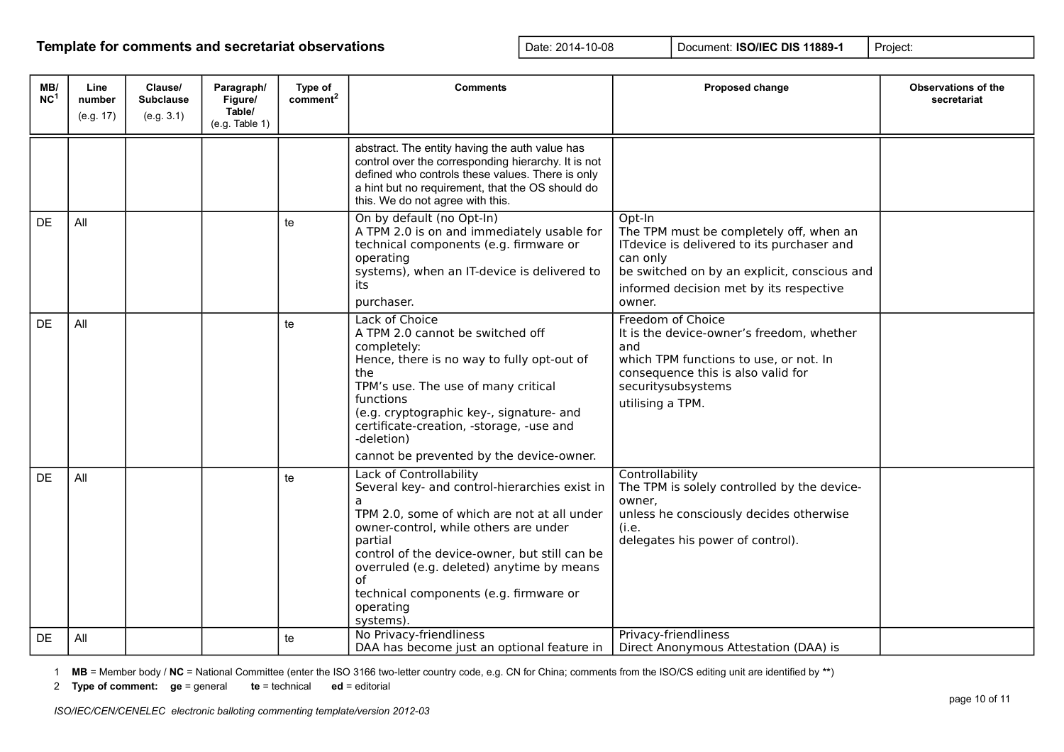**Template for comments and secretariat observations**

| Date: 2014-10-08 | Document: **ISO/IEC DIS 11889-1** | Project: |
|---|---|---|

| MB/ NC[1] | Line number (e.g. 17) | Clause/ Subclause (e.g. 3.1) | Paragraph/ Figure/ Table/ (e.g. Table 1) | Type of comment[2] | Comments | Proposed change | Observations of the secretariat |
|---|---|---|---|---|---|---|---|
| | | | | | abstract. The entity having the auth value has control over the corresponding hierarchy. It is not defined who controls these values. There is only a hint but no requirement, that the OS should do this. We do not agree with this. | | |
| DE | All | | | te | On by default (no Opt-In) A TPM 2.0 is on and immediately usable for technical components (e.g. firmware or operating systems), when an IT-device is delivered to its purchaser. | Opt-In The TPM must be completely off, when an ITdevice is delivered to its purchaser and can only be switched on by an explicit, conscious and informed decision met by its respective owner. | |
| DE | All | | | te | Lack of Choice A TPM 2.0 cannot be switched off completely: Hence, there is no way to fully opt-out of the TPM's use. The use of many critical functions (e.g. cryptographic key-, signature- and certificate-creation, -storage, -use and -deletion) cannot be prevented by the device-owner. | Freedom of Choice It is the device-owner's freedom, whether and which TPM functions to use, or not. In consequence this is also valid for securitysubsystems utilising a TPM. | |
| DE | All | | | te | Lack of Controllability Several key- and control-hierarchies exist in a TPM 2.0, some of which are not at all under owner-control, while others are under partial control of the device-owner, but still can be overruled (e.g. deleted) anytime by means of technical components (e.g. firmware or operating systems). | Controllability The TPM is solely controlled by the device-owner, unless he consciously decides otherwise (i.e. delegates his power of control). | |
| DE | All | | | te | No Privacy-friendliness DAA has become just an optional feature in | Privacy-friendliness Direct Anonymous Attestation (DAA) is | |

1 **MB** = Member body / **NC** = National Committee (enter the ISO 3166 two-letter country code, e.g. CN for China; comments from the ISO/CS editing unit are identified by **)

2 **Type of comment:** **ge** = general **te** = technical **ed** = editorial

*ISO/IEC/CEN/CENELEC electronic balloting commenting template/version 2012-03*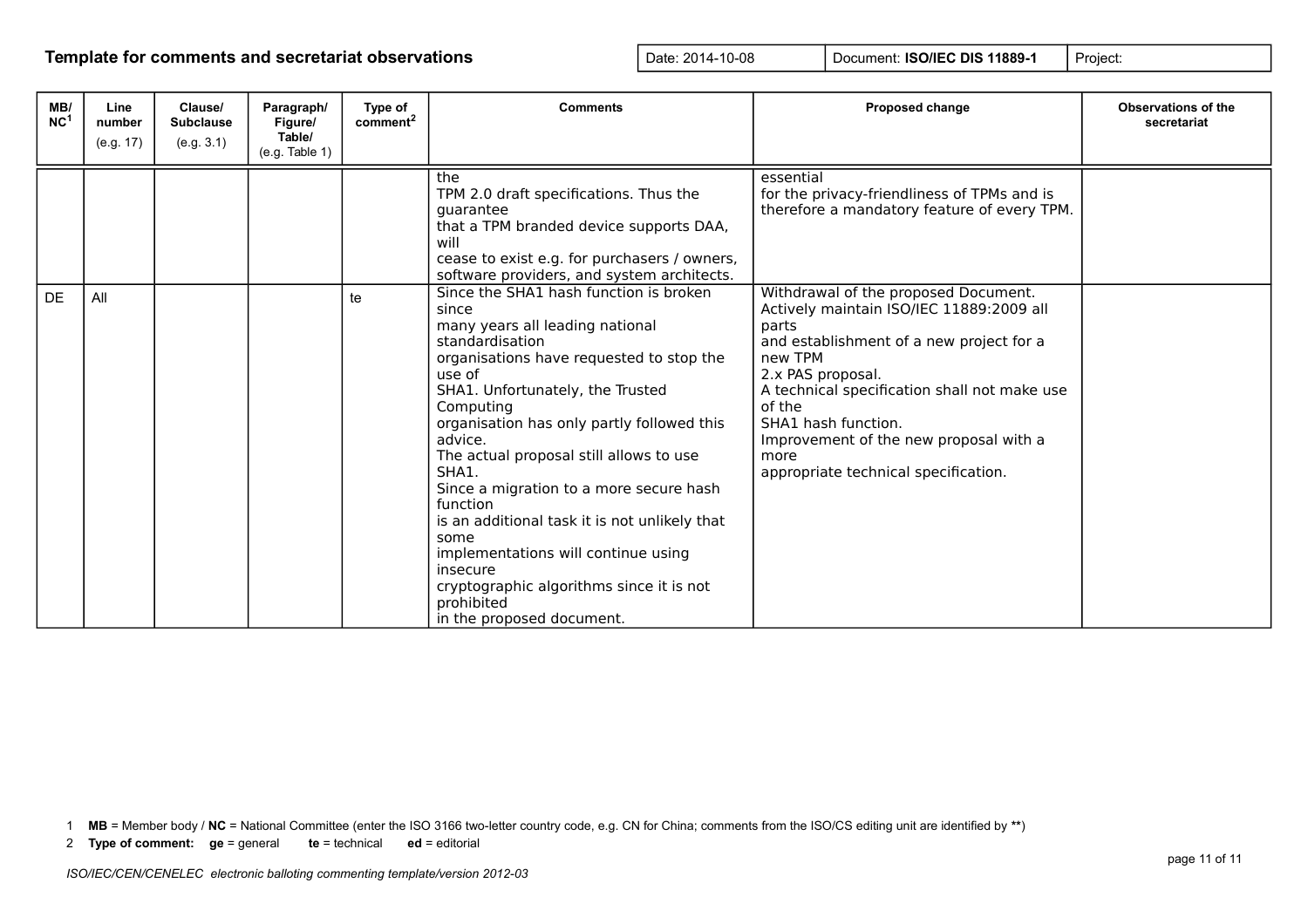**Template for comments and secretariat observations**

| Date: 2014-10-08 | Document: **ISO/IEC DIS 11889-1** | Project: |
|---|---|---|

| MB/ NC[1] | Line number (e.g. 17) | Clause/ Subclause (e.g. 3.1) | Paragraph/ Figure/ Table/ (e.g. Table 1) | Type of comment[2] | Comments | Proposed change | Observations of the secretariat |
|---|---|---|---|---|---|---|---|
| | | | | | the TPM 2.0 draft specifications. Thus the guarantee that a TPM branded device supports DAA, will cease to exist e.g. for purchasers / owners, software providers, and system architects. | essential for the privacy-friendliness of TPMs and is therefore a mandatory feature of every TPM. | |
| DE | All | | | te | Since the SHA1 hash function is broken since many years all leading national standardisation organisations have requested to stop the use of SHA1. Unfortunately, the Trusted Computing organisation has only partly followed this advice. The actual proposal still allows to use SHA1. Since a migration to a more secure hash function is an additional task it is not unlikely that some implementations will continue using insecure cryptographic algorithms since it is not prohibited in the proposed document. | Withdrawal of the proposed Document. Actively maintain ISO/IEC 11889:2009 all parts and establishment of a new project for a new TPM 2.x PAS proposal. A technical specification shall not make use of the SHA1 hash function. Improvement of the new proposal with a more appropriate technical specification. | |

1 **MB** = Member body / **NC** = National Committee (enter the ISO 3166 two-letter country code, e.g. CN for China; comments from the ISO/CS editing unit are identified by **)

2 **Type of comment:** **ge** = general **te** = technical **ed** = editorial

*ISO/IEC/CEN/CENELEC electronic balloting commenting template/version 2012-03*